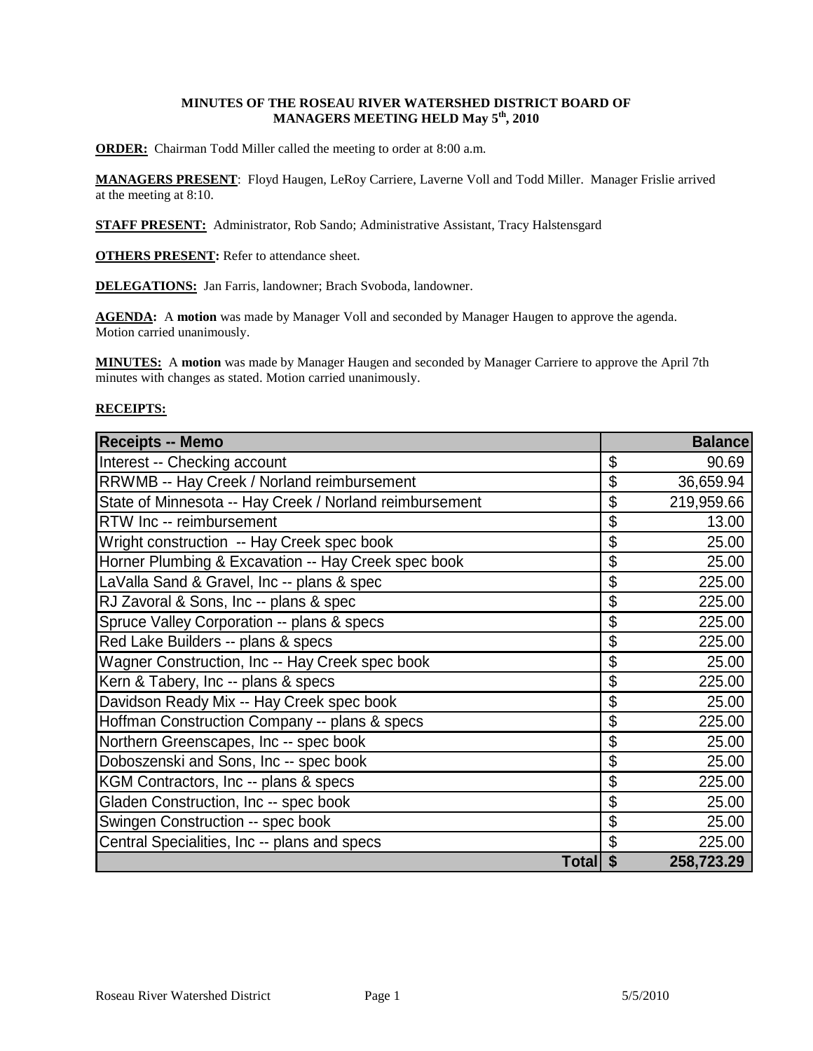**MINUTES OF THE ROSEAU RIVER WATERSHED DISTRICT BOARD OF MANAGERS MEETING HELD May 5th, 2010**

**ORDER:** Chairman Todd Miller called the meeting to order at 8:00 a.m.

**MANAGERS PRESENT**: Floyd Haugen, LeRoy Carriere, Laverne Voll and Todd Miller. Manager Frislie arrived at the meeting at 8:10.

**STAFF PRESENT:** Administrator, Rob Sando; Administrative Assistant, Tracy Halstensgard

**OTHERS PRESENT:** Refer to attendance sheet.

**DELEGATIONS:** Jan Farris, landowner; Brach Svoboda, landowner.

**AGENDA:** A **motion** was made by Manager Voll and seconded by Manager Haugen to approve the agenda. Motion carried unanimously.

**MINUTES:** A **motion** was made by Manager Haugen and seconded by Manager Carriere to approve the April 7th minutes with changes as stated. Motion carried unanimously.

**RECEIPTS:**

| Receipts -- Memo | | Balance |
|---|---|---:|
| Interest -- Checking account | $ | 90.69 |
| RRWMB -- Hay Creek / Norland reimbursement | $ | 36,659.94 |
| State of Minnesota -- Hay Creek / Norland reimbursement | $ | 219,959.66 |
| RTW Inc -- reimbursement | $ | 13.00 |
| Wright construction -- Hay Creek spec book | $ | 25.00 |
| Horner Plumbing & Excavation -- Hay Creek spec book | $ | 25.00 |
| LaValla Sand & Gravel, Inc -- plans & spec | $ | 225.00 |
| RJ Zavoral & Sons, Inc -- plans & spec | $ | 225.00 |
| Spruce Valley Corporation -- plans & specs | $ | 225.00 |
| Red Lake Builders -- plans & specs | $ | 225.00 |
| Wagner Construction, Inc -- Hay Creek spec book | $ | 25.00 |
| Kern & Tabery, Inc -- plans & specs | $ | 225.00 |
| Davidson Ready Mix -- Hay Creek spec book | $ | 25.00 |
| Hoffman Construction Company -- plans & specs | $ | 225.00 |
| Northern Greenscapes, Inc -- spec book | $ | 25.00 |
| Doboszenski and Sons, Inc -- spec book | $ | 25.00 |
| KGM Contractors, Inc -- plans & specs | $ | 225.00 |
| Gladen Construction, Inc -- spec book | $ | 25.00 |
| Swingen Construction -- spec book | $ | 25.00 |
| Central Specialities, Inc -- plans and specs | $ | 225.00 |
| **Total** | **$** | **258,723.29** |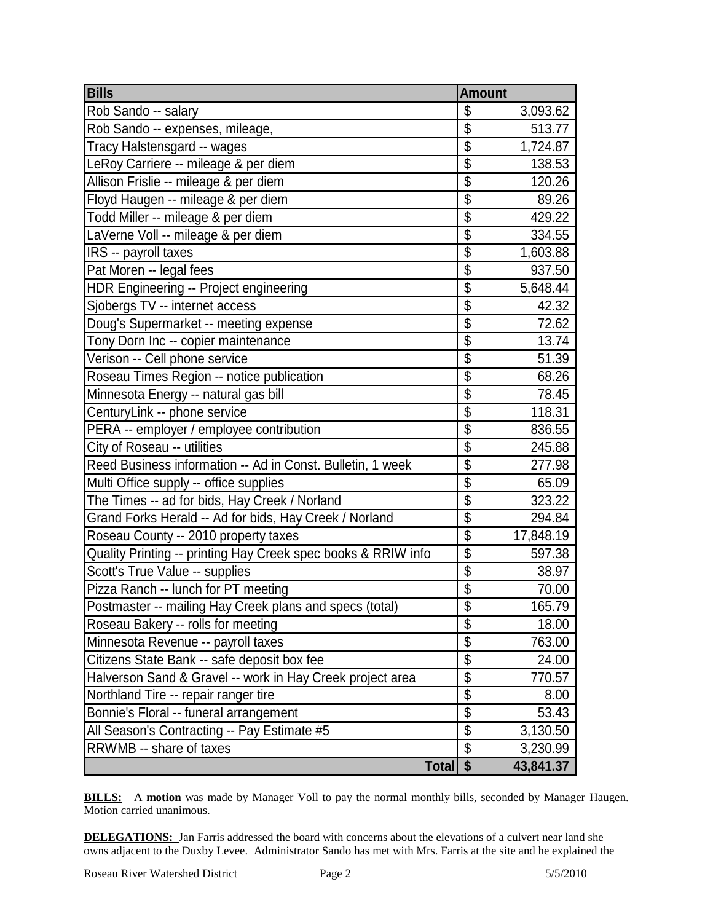| Bills | Amount |
|---|---|
| Rob Sando -- salary | $ 3,093.62 |
| Rob Sando -- expenses, mileage, | $ 513.77 |
| Tracy Halstensgard -- wages | $ 1,724.87 |
| LeRoy Carriere -- mileage & per diem | $ 138.53 |
| Allison Frislie -- mileage & per diem | $ 120.26 |
| Floyd Haugen -- mileage & per diem | $ 89.26 |
| Todd Miller -- mileage & per diem | $ 429.22 |
| LaVerne Voll -- mileage & per diem | $ 334.55 |
| IRS -- payroll taxes | $ 1,603.88 |
| Pat Moren -- legal fees | $ 937.50 |
| HDR Engineering -- Project engineering | $ 5,648.44 |
| Sjobergs TV -- internet access | $ 42.32 |
| Doug's Supermarket -- meeting expense | $ 72.62 |
| Tony Dorn Inc -- copier maintenance | $ 13.74 |
| Verison -- Cell phone service | $ 51.39 |
| Roseau Times Region -- notice publication | $ 68.26 |
| Minnesota Energy -- natural gas bill | $ 78.45 |
| CenturyLink -- phone service | $ 118.31 |
| PERA -- employer / employee contribution | $ 836.55 |
| City of Roseau -- utilities | $ 245.88 |
| Reed Business information -- Ad in Const. Bulletin, 1 week | $ 277.98 |
| Multi Office supply -- office supplies | $ 65.09 |
| The Times -- ad for bids, Hay Creek / Norland | $ 323.22 |
| Grand Forks Herald -- Ad for bids, Hay Creek / Norland | $ 294.84 |
| Roseau County -- 2010 property taxes | $ 17,848.19 |
| Quality Printing -- printing Hay Creek spec books & RRIW info | $ 597.38 |
| Scott's True Value -- supplies | $ 38.97 |
| Pizza Ranch -- lunch for PT meeting | $ 70.00 |
| Postmaster -- mailing Hay Creek plans and specs (total) | $ 165.79 |
| Roseau Bakery -- rolls for meeting | $ 18.00 |
| Minnesota Revenue -- payroll taxes | $ 763.00 |
| Citizens State Bank -- safe deposit box fee | $ 24.00 |
| Halverson Sand & Gravel -- work in Hay Creek project area | $ 770.57 |
| Northland Tire -- repair ranger tire | $ 8.00 |
| Bonnie's Floral -- funeral arrangement | $ 53.43 |
| All Season's Contracting -- Pay Estimate #5 | $ 3,130.50 |
| RRWMB -- share of taxes | $ 3,230.99 |
| **Total** | **$ 43,841.37** |

**BILLS:** A **motion** was made by Manager Voll to pay the normal monthly bills, seconded by Manager Haugen. Motion carried unanimous.

**DELEGATIONS:** Jan Farris addressed the board with concerns about the elevations of a culvert near land she owns adjacent to the Duxby Levee. Administrator Sando has met with Mrs. Farris at the site and he explained the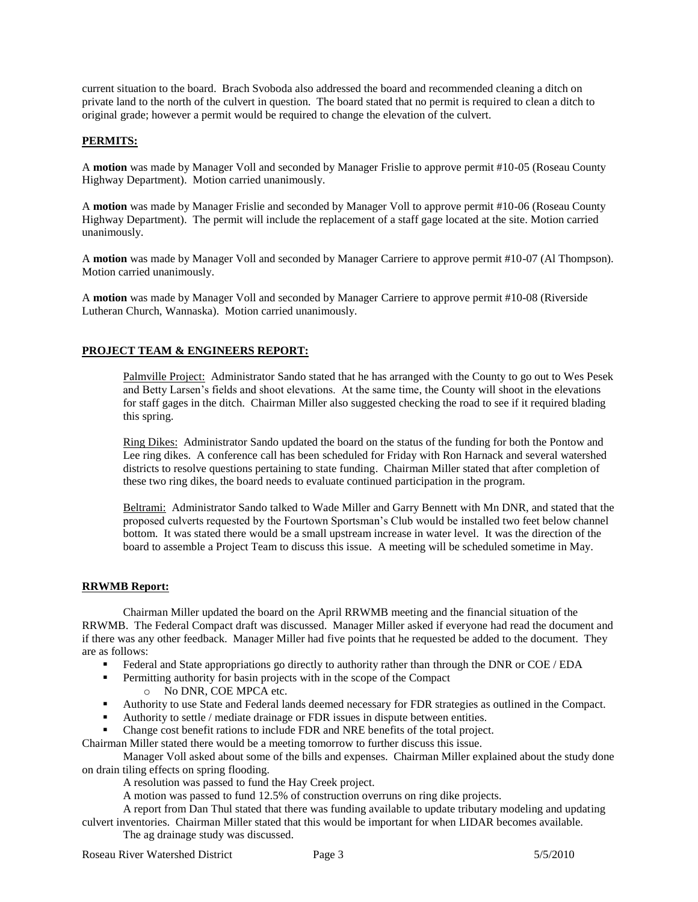current situation to the board. Brach Svoboda also addressed the board and recommended cleaning a ditch on private land to the north of the culvert in question. The board stated that no permit is required to clean a ditch to original grade; however a permit would be required to change the elevation of the culvert.

## PERMITS:

A **motion** was made by Manager Voll and seconded by Manager Frislie to approve permit #10-05 (Roseau County Highway Department). Motion carried unanimously.

A **motion** was made by Manager Frislie and seconded by Manager Voll to approve permit #10-06 (Roseau County Highway Department). The permit will include the replacement of a staff gage located at the site. Motion carried unanimously.

A **motion** was made by Manager Voll and seconded by Manager Carriere to approve permit #10-07 (Al Thompson). Motion carried unanimously.

A **motion** was made by Manager Voll and seconded by Manager Carriere to approve permit #10-08 (Riverside Lutheran Church, Wannaska). Motion carried unanimously.

## PROJECT TEAM & ENGINEERS REPORT:

Palmville Project: Administrator Sando stated that he has arranged with the County to go out to Wes Pesek and Betty Larsen's fields and shoot elevations. At the same time, the County will shoot in the elevations for staff gages in the ditch. Chairman Miller also suggested checking the road to see if it required blading this spring.

Ring Dikes: Administrator Sando updated the board on the status of the funding for both the Pontow and Lee ring dikes. A conference call has been scheduled for Friday with Ron Harnack and several watershed districts to resolve questions pertaining to state funding. Chairman Miller stated that after completion of these two ring dikes, the board needs to evaluate continued participation in the program.

Beltrami: Administrator Sando talked to Wade Miller and Garry Bennett with Mn DNR, and stated that the proposed culverts requested by the Fourtown Sportsman's Club would be installed two feet below channel bottom. It was stated there would be a small upstream increase in water level. It was the direction of the board to assemble a Project Team to discuss this issue. A meeting will be scheduled sometime in May.

## RRWMB Report:

Chairman Miller updated the board on the April RRWMB meeting and the financial situation of the RRWMB. The Federal Compact draft was discussed. Manager Miller asked if everyone had read the document and if there was any other feedback. Manager Miller had five points that he requested be added to the document. They are as follows:

- Federal and State appropriations go directly to authority rather than through the DNR or COE / EDA
- Permitting authority for basin projects with in the scope of the Compact
  - No DNR, COE MPCA etc.
- Authority to use State and Federal lands deemed necessary for FDR strategies as outlined in the Compact.
- Authority to settle / mediate drainage or FDR issues in dispute between entities.
- Change cost benefit rations to include FDR and NRE benefits of the total project.

Chairman Miller stated there would be a meeting tomorrow to further discuss this issue.

Manager Voll asked about some of the bills and expenses. Chairman Miller explained about the study done on drain tiling effects on spring flooding.

A resolution was passed to fund the Hay Creek project.

A motion was passed to fund 12.5% of construction overruns on ring dike projects.

A report from Dan Thul stated that there was funding available to update tributary modeling and updating culvert inventories. Chairman Miller stated that this would be important for when LIDAR becomes available.

The ag drainage study was discussed.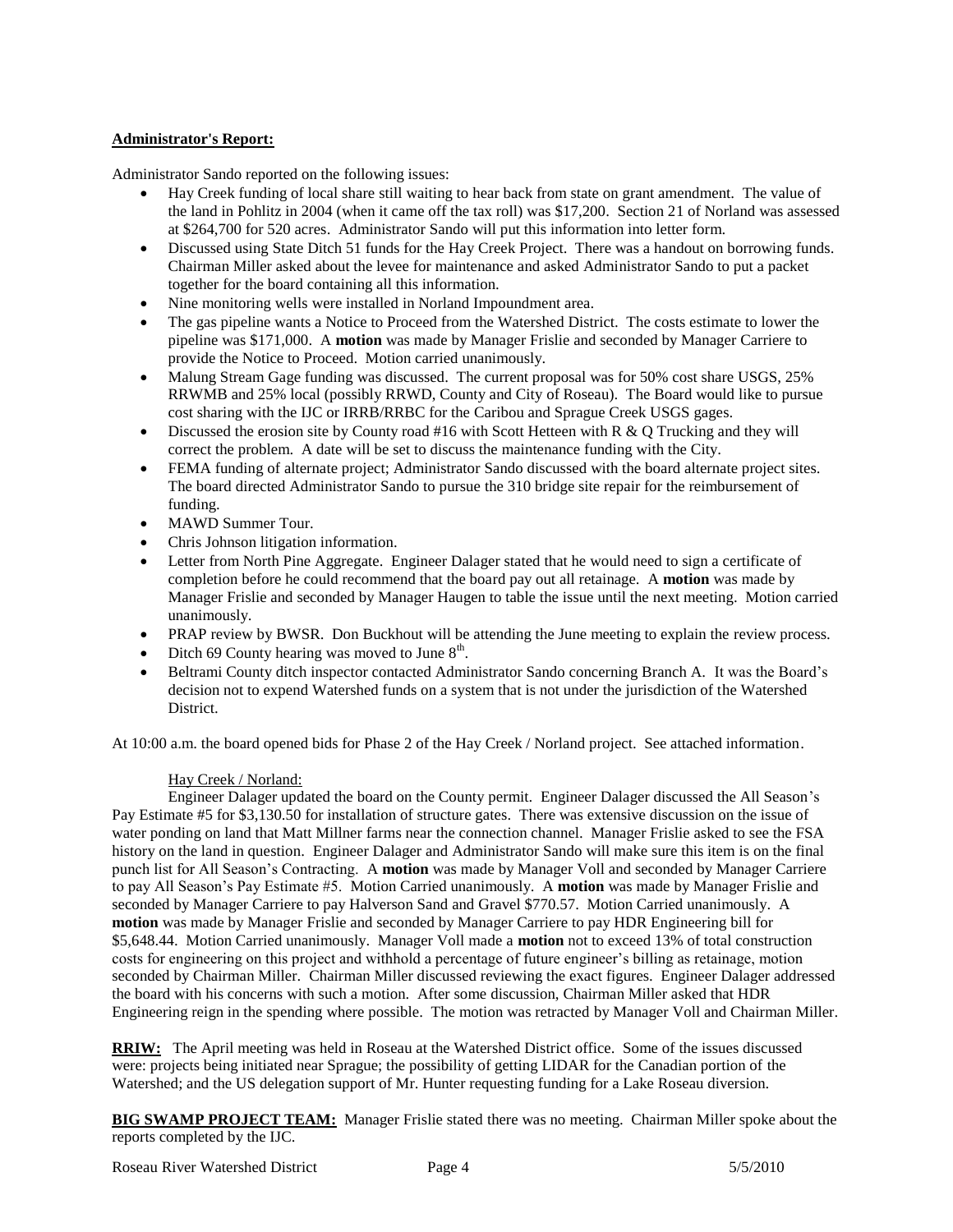**Administrator's Report:**

Administrator Sando reported on the following issues:

- Hay Creek funding of local share still waiting to hear back from state on grant amendment. The value of the land in Pohlitz in 2004 (when it came off the tax roll) was $17,200. Section 21 of Norland was assessed at $264,700 for 520 acres. Administrator Sando will put this information into letter form.
- Discussed using State Ditch 51 funds for the Hay Creek Project. There was a handout on borrowing funds. Chairman Miller asked about the levee for maintenance and asked Administrator Sando to put a packet together for the board containing all this information.
- Nine monitoring wells were installed in Norland Impoundment area.
- The gas pipeline wants a Notice to Proceed from the Watershed District. The costs estimate to lower the pipeline was $171,000. A **motion** was made by Manager Frislie and seconded by Manager Carriere to provide the Notice to Proceed. Motion carried unanimously.
- Malung Stream Gage funding was discussed. The current proposal was for 50% cost share USGS, 25% RRWMB and 25% local (possibly RRWD, County and City of Roseau). The Board would like to pursue cost sharing with the IJC or IRRB/RRBC for the Caribou and Sprague Creek USGS gages.
- Discussed the erosion site by County road #16 with Scott Hetteen with R & Q Trucking and they will correct the problem. A date will be set to discuss the maintenance funding with the City.
- FEMA funding of alternate project; Administrator Sando discussed with the board alternate project sites. The board directed Administrator Sando to pursue the 310 bridge site repair for the reimbursement of funding.
- MAWD Summer Tour.
- Chris Johnson litigation information.
- Letter from North Pine Aggregate. Engineer Dalager stated that he would need to sign a certificate of completion before he could recommend that the board pay out all retainage. A **motion** was made by Manager Frislie and seconded by Manager Haugen to table the issue until the next meeting. Motion carried unanimously.
- PRAP review by BWSR. Don Buckhout will be attending the June meeting to explain the review process.
- Ditch 69 County hearing was moved to June 8th.
- Beltrami County ditch inspector contacted Administrator Sando concerning Branch A. It was the Board's decision not to expend Watershed funds on a system that is not under the jurisdiction of the Watershed District.

At 10:00 a.m. the board opened bids for Phase 2 of the Hay Creek / Norland project. See attached information.

Hay Creek / Norland:

Engineer Dalager updated the board on the County permit. Engineer Dalager discussed the All Season's Pay Estimate #5 for $3,130.50 for installation of structure gates. There was extensive discussion on the issue of water ponding on land that Matt Millner farms near the connection channel. Manager Frislie asked to see the FSA history on the land in question. Engineer Dalager and Administrator Sando will make sure this item is on the final punch list for All Season's Contracting. A **motion** was made by Manager Voll and seconded by Manager Carriere to pay All Season's Pay Estimate #5. Motion Carried unanimously. A **motion** was made by Manager Frislie and seconded by Manager Carriere to pay Halverson Sand and Gravel $770.57. Motion Carried unanimously. A **motion** was made by Manager Frislie and seconded by Manager Carriere to pay HDR Engineering bill for $5,648.44. Motion Carried unanimously. Manager Voll made a **motion** not to exceed 13% of total construction costs for engineering on this project and withhold a percentage of future engineer's billing as retainage, motion seconded by Chairman Miller. Chairman Miller discussed reviewing the exact figures. Engineer Dalager addressed the board with his concerns with such a motion. After some discussion, Chairman Miller asked that HDR Engineering reign in the spending where possible. The motion was retracted by Manager Voll and Chairman Miller.

**RRIW:** The April meeting was held in Roseau at the Watershed District office. Some of the issues discussed were: projects being initiated near Sprague; the possibility of getting LIDAR for the Canadian portion of the Watershed; and the US delegation support of Mr. Hunter requesting funding for a Lake Roseau diversion.

**BIG SWAMP PROJECT TEAM:** Manager Frislie stated there was no meeting. Chairman Miller spoke about the reports completed by the IJC.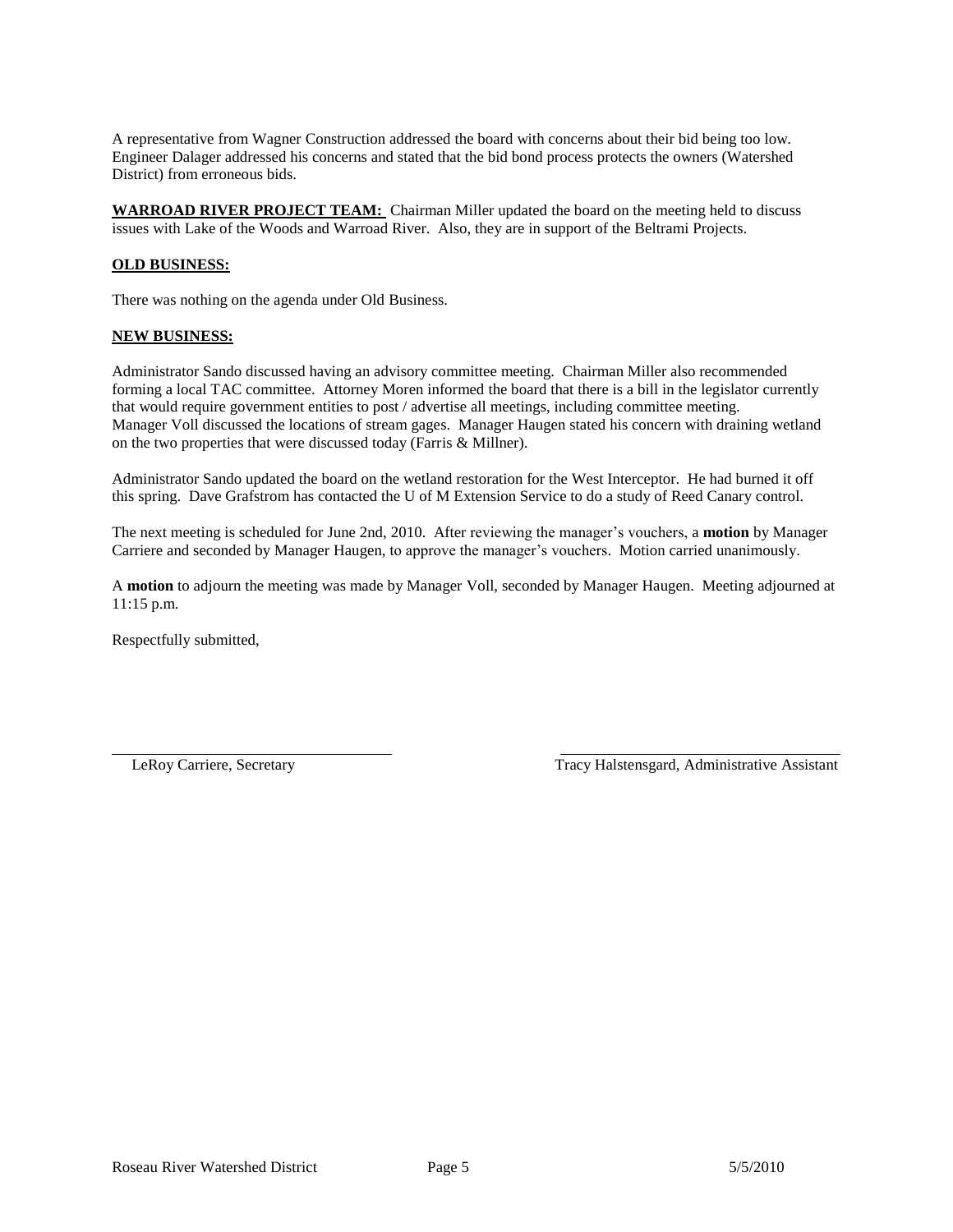A representative from Wagner Construction addressed the board with concerns about their bid being too low. Engineer Dalager addressed his concerns and stated that the bid bond process protects the owners (Watershed District) from erroneous bids.

**WARROAD RIVER PROJECT TEAM:** Chairman Miller updated the board on the meeting held to discuss issues with Lake of the Woods and Warroad River. Also, they are in support of the Beltrami Projects.

**OLD BUSINESS:**

There was nothing on the agenda under Old Business.

**NEW BUSINESS:**

Administrator Sando discussed having an advisory committee meeting. Chairman Miller also recommended forming a local TAC committee. Attorney Moren informed the board that there is a bill in the legislator currently that would require government entities to post / advertise all meetings, including committee meeting. Manager Voll discussed the locations of stream gages. Manager Haugen stated his concern with draining wetland on the two properties that were discussed today (Farris & Millner).

Administrator Sando updated the board on the wetland restoration for the West Interceptor. He had burned it off this spring. Dave Grafstrom has contacted the U of M Extension Service to do a study of Reed Canary control.

The next meeting is scheduled for June 2nd, 2010. After reviewing the manager's vouchers, a **motion** by Manager Carriere and seconded by Manager Haugen, to approve the manager's vouchers. Motion carried unanimously.

A **motion** to adjourn the meeting was made by Manager Voll, seconded by Manager Haugen. Meeting adjourned at 11:15 p.m.

Respectfully submitted,

LeRoy Carriere, Secretary

Tracy Halstensgard, Administrative Assistant